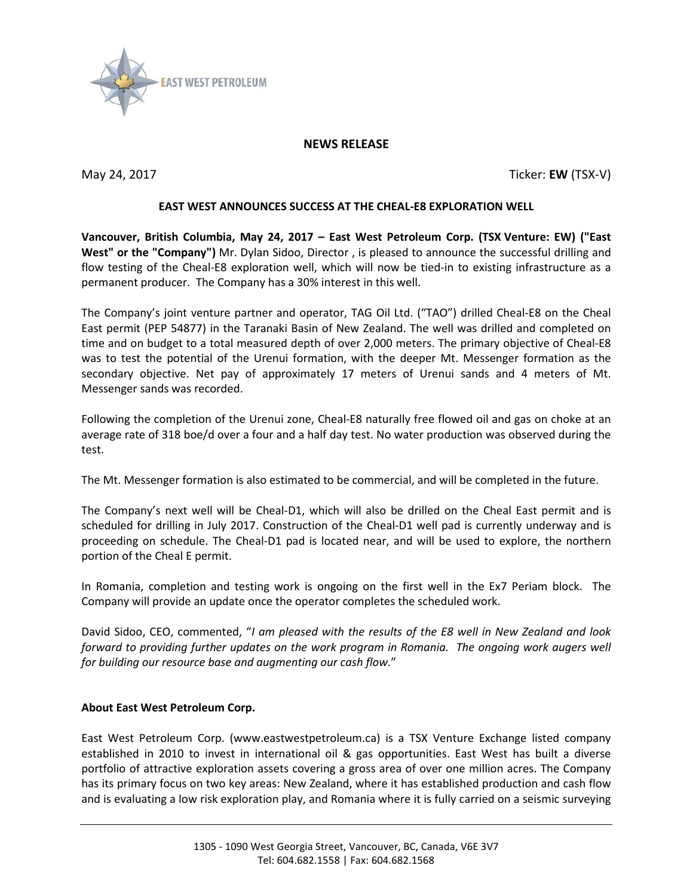EAST WEST PETROLEUM

# NEWS RELEASE

May 24, 2017 Ticker: **EW** (TSX-V)

## EAST WEST ANNOUNCES SUCCESS AT THE CHEAL-E8 EXPLORATION WELL

**Vancouver, British Columbia, May 24, 2017 – East West Petroleum Corp. (TSX Venture: EW) ("East West" or the "Company")** Mr. Dylan Sidoo, Director , is pleased to announce the successful drilling and flow testing of the Cheal-E8 exploration well, which will now be tied-in to existing infrastructure as a permanent producer. The Company has a 30% interest in this well.

The Company's joint venture partner and operator, TAG Oil Ltd. ("TAO") drilled Cheal-E8 on the Cheal East permit (PEP 54877) in the Taranaki Basin of New Zealand. The well was drilled and completed on time and on budget to a total measured depth of over 2,000 meters. The primary objective of Cheal-E8 was to test the potential of the Urenui formation, with the deeper Mt. Messenger formation as the secondary objective. Net pay of approximately 17 meters of Urenui sands and 4 meters of Mt. Messenger sands was recorded.

Following the completion of the Urenui zone, Cheal-E8 naturally free flowed oil and gas on choke at an average rate of 318 boe/d over a four and a half day test. No water production was observed during the test.

The Mt. Messenger formation is also estimated to be commercial, and will be completed in the future.

The Company's next well will be Cheal-D1, which will also be drilled on the Cheal East permit and is scheduled for drilling in July 2017. Construction of the Cheal-D1 well pad is currently underway and is proceeding on schedule. The Cheal-D1 pad is located near, and will be used to explore, the northern portion of the Cheal E permit.

In Romania, completion and testing work is ongoing on the first well in the Ex7 Periam block. The Company will provide an update once the operator completes the scheduled work.

David Sidoo, CEO, commented, "*I am pleased with the results of the E8 well in New Zealand and look forward to providing further updates on the work program in Romania. The ongoing work augers well for building our resource base and augmenting our cash flow.*"

### About East West Petroleum Corp.

East West Petroleum Corp. (www.eastwestpetroleum.ca) is a TSX Venture Exchange listed company established in 2010 to invest in international oil & gas opportunities. East West has built a diverse portfolio of attractive exploration assets covering a gross area of over one million acres. The Company has its primary focus on two key areas: New Zealand, where it has established production and cash flow and is evaluating a low risk exploration play, and Romania where it is fully carried on a seismic surveying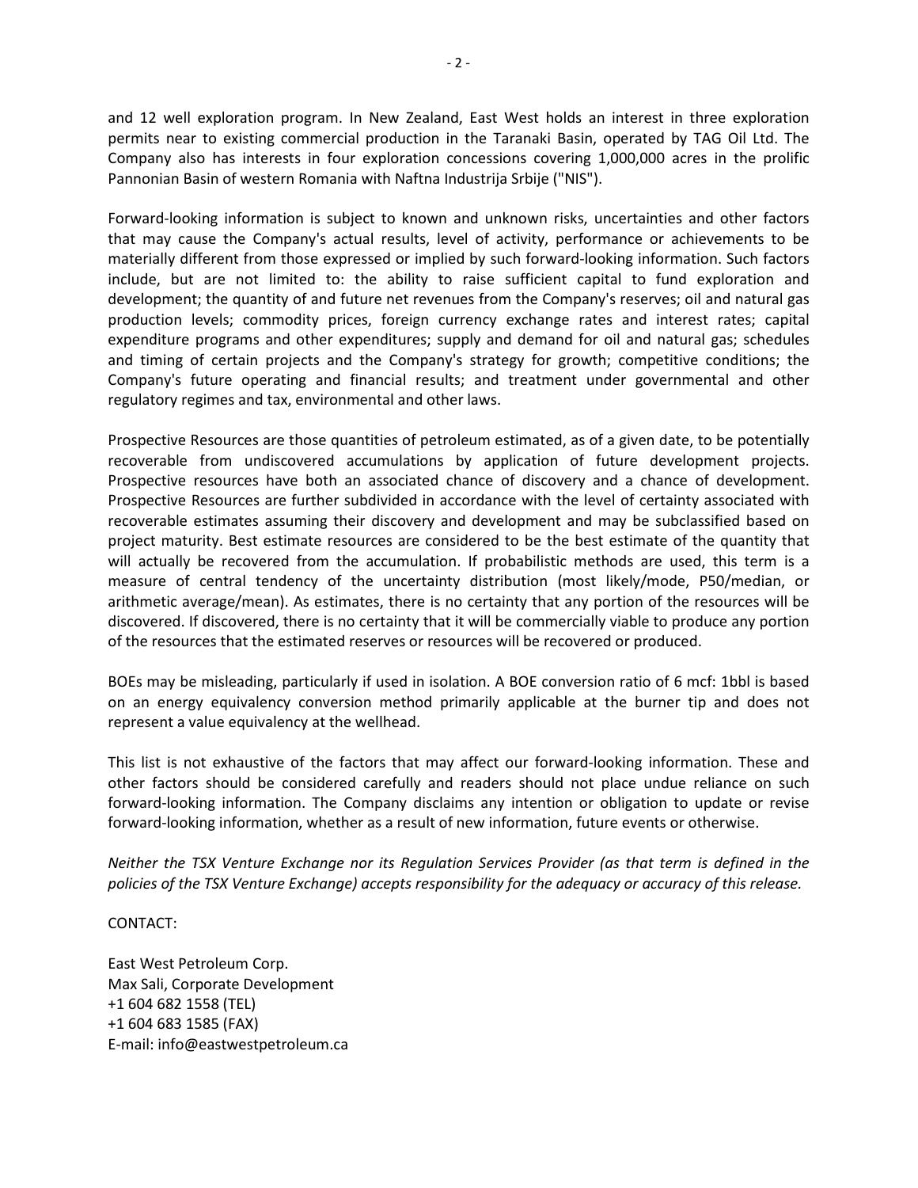and 12 well exploration program. In New Zealand, East West holds an interest in three exploration permits near to existing commercial production in the Taranaki Basin, operated by TAG Oil Ltd. The Company also has interests in four exploration concessions covering 1,000,000 acres in the prolific Pannonian Basin of western Romania with Naftna Industrija Srbije ("NIS").

Forward-looking information is subject to known and unknown risks, uncertainties and other factors that may cause the Company's actual results, level of activity, performance or achievements to be materially different from those expressed or implied by such forward-looking information. Such factors include, but are not limited to: the ability to raise sufficient capital to fund exploration and development; the quantity of and future net revenues from the Company's reserves; oil and natural gas production levels; commodity prices, foreign currency exchange rates and interest rates; capital expenditure programs and other expenditures; supply and demand for oil and natural gas; schedules and timing of certain projects and the Company's strategy for growth; competitive conditions; the Company's future operating and financial results; and treatment under governmental and other regulatory regimes and tax, environmental and other laws.

Prospective Resources are those quantities of petroleum estimated, as of a given date, to be potentially recoverable from undiscovered accumulations by application of future development projects. Prospective resources have both an associated chance of discovery and a chance of development. Prospective Resources are further subdivided in accordance with the level of certainty associated with recoverable estimates assuming their discovery and development and may be subclassified based on project maturity. Best estimate resources are considered to be the best estimate of the quantity that will actually be recovered from the accumulation. If probabilistic methods are used, this term is a measure of central tendency of the uncertainty distribution (most likely/mode, P50/median, or arithmetic average/mean). As estimates, there is no certainty that any portion of the resources will be discovered. If discovered, there is no certainty that it will be commercially viable to produce any portion of the resources that the estimated reserves or resources will be recovered or produced.

BOEs may be misleading, particularly if used in isolation. A BOE conversion ratio of 6 mcf: 1bbl is based on an energy equivalency conversion method primarily applicable at the burner tip and does not represent a value equivalency at the wellhead.

This list is not exhaustive of the factors that may affect our forward-looking information. These and other factors should be considered carefully and readers should not place undue reliance on such forward-looking information. The Company disclaims any intention or obligation to update or revise forward-looking information, whether as a result of new information, future events or otherwise.

*Neither the TSX Venture Exchange nor its Regulation Services Provider (as that term is defined in the policies of the TSX Venture Exchange) accepts responsibility for the adequacy or accuracy of this release.*

CONTACT:

East West Petroleum Corp.
Max Sali, Corporate Development
+1 604 682 1558 (TEL)
+1 604 683 1585 (FAX)
E-mail: info@eastwestpetroleum.ca